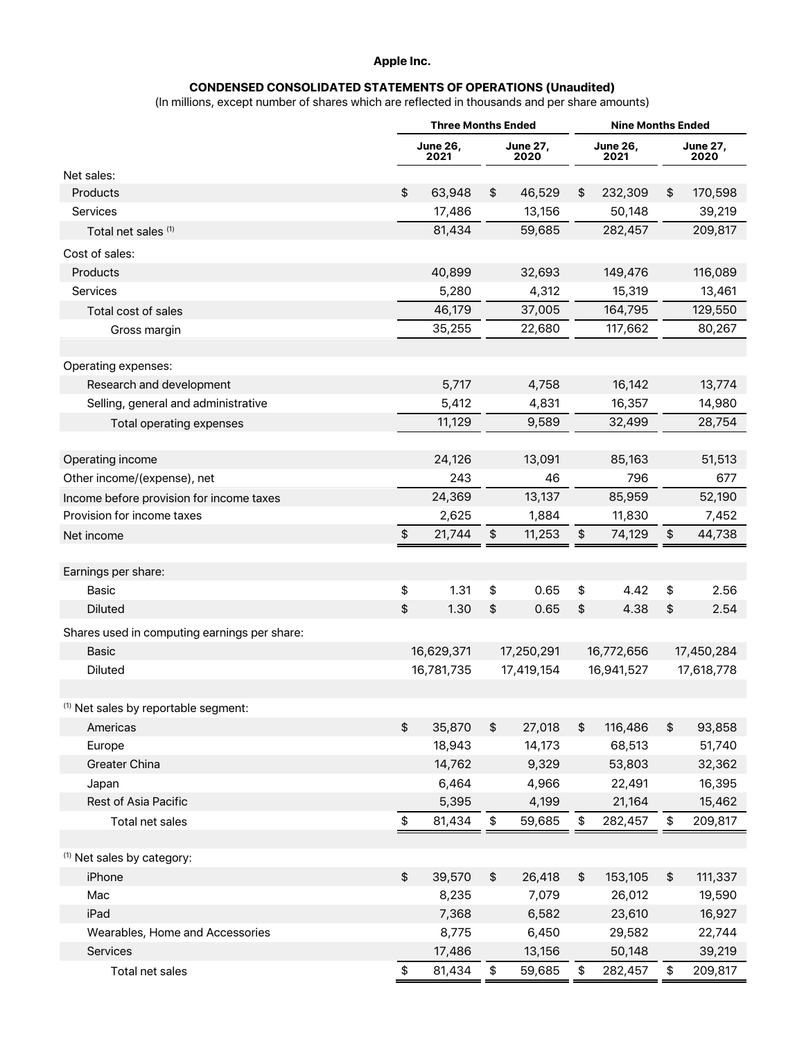**Apple Inc.**

**CONDENSED CONSOLIDATED STATEMENTS OF OPERATIONS (Unaudited)**

(In millions, except number of shares which are reflected in thousands and per share amounts)

| | Three Months Ended | | Nine Months Ended | |
|---|---|---|---|---|
| | June 26, 2021 | June 27, 2020 | June 26, 2021 | June 27, 2020 |
| Net sales: | | | | |
| Products | $ 63,948 | $ 46,529 | $ 232,309 | $ 170,598 |
| Services | 17,486 | 13,156 | 50,148 | 39,219 |
| Total net sales [(1)] | 81,434 | 59,685 | 282,457 | 209,817 |
| Cost of sales: | | | | |
| Products | 40,899 | 32,693 | 149,476 | 116,089 |
| Services | 5,280 | 4,312 | 15,319 | 13,461 |
| Total cost of sales | 46,179 | 37,005 | 164,795 | 129,550 |
| Gross margin | 35,255 | 22,680 | 117,662 | 80,267 |
| | | | | |
| Operating expenses: | | | | |
| Research and development | 5,717 | 4,758 | 16,142 | 13,774 |
| Selling, general and administrative | 5,412 | 4,831 | 16,357 | 14,980 |
| Total operating expenses | 11,129 | 9,589 | 32,499 | 28,754 |
| | | | | |
| Operating income | 24,126 | 13,091 | 85,163 | 51,513 |
| Other income/(expense), net | 243 | 46 | 796 | 677 |
| Income before provision for income taxes | 24,369 | 13,137 | 85,959 | 52,190 |
| Provision for income taxes | 2,625 | 1,884 | 11,830 | 7,452 |
| Net income | $ 21,744 | $ 11,253 | $ 74,129 | $ 44,738 |
| | | | | |
| Earnings per share: | | | | |
| Basic | $ 1.31 | $ 0.65 | $ 4.42 | $ 2.56 |
| Diluted | $ 1.30 | $ 0.65 | $ 4.38 | $ 2.54 |
| Shares used in computing earnings per share: | | | | |
| Basic | 16,629,371 | 17,250,291 | 16,772,656 | 17,450,284 |
| Diluted | 16,781,735 | 17,419,154 | 16,941,527 | 17,618,778 |
| | | | | |
| [(1)] Net sales by reportable segment: | | | | |
| Americas | $ 35,870 | $ 27,018 | $ 116,486 | $ 93,858 |
| Europe | 18,943 | 14,173 | 68,513 | 51,740 |
| Greater China | 14,762 | 9,329 | 53,803 | 32,362 |
| Japan | 6,464 | 4,966 | 22,491 | 16,395 |
| Rest of Asia Pacific | 5,395 | 4,199 | 21,164 | 15,462 |
| Total net sales | $ 81,434 | $ 59,685 | $ 282,457 | $ 209,817 |
| | | | | |
| [(1)] Net sales by category: | | | | |
| iPhone | $ 39,570 | $ 26,418 | $ 153,105 | $ 111,337 |
| Mac | 8,235 | 7,079 | 26,012 | 19,590 |
| iPad | 7,368 | 6,582 | 23,610 | 16,927 |
| Wearables, Home and Accessories | 8,775 | 6,450 | 29,582 | 22,744 |
| Services | 17,486 | 13,156 | 50,148 | 39,219 |
| Total net sales | $ 81,434 | $ 59,685 | $ 282,457 | $ 209,817 |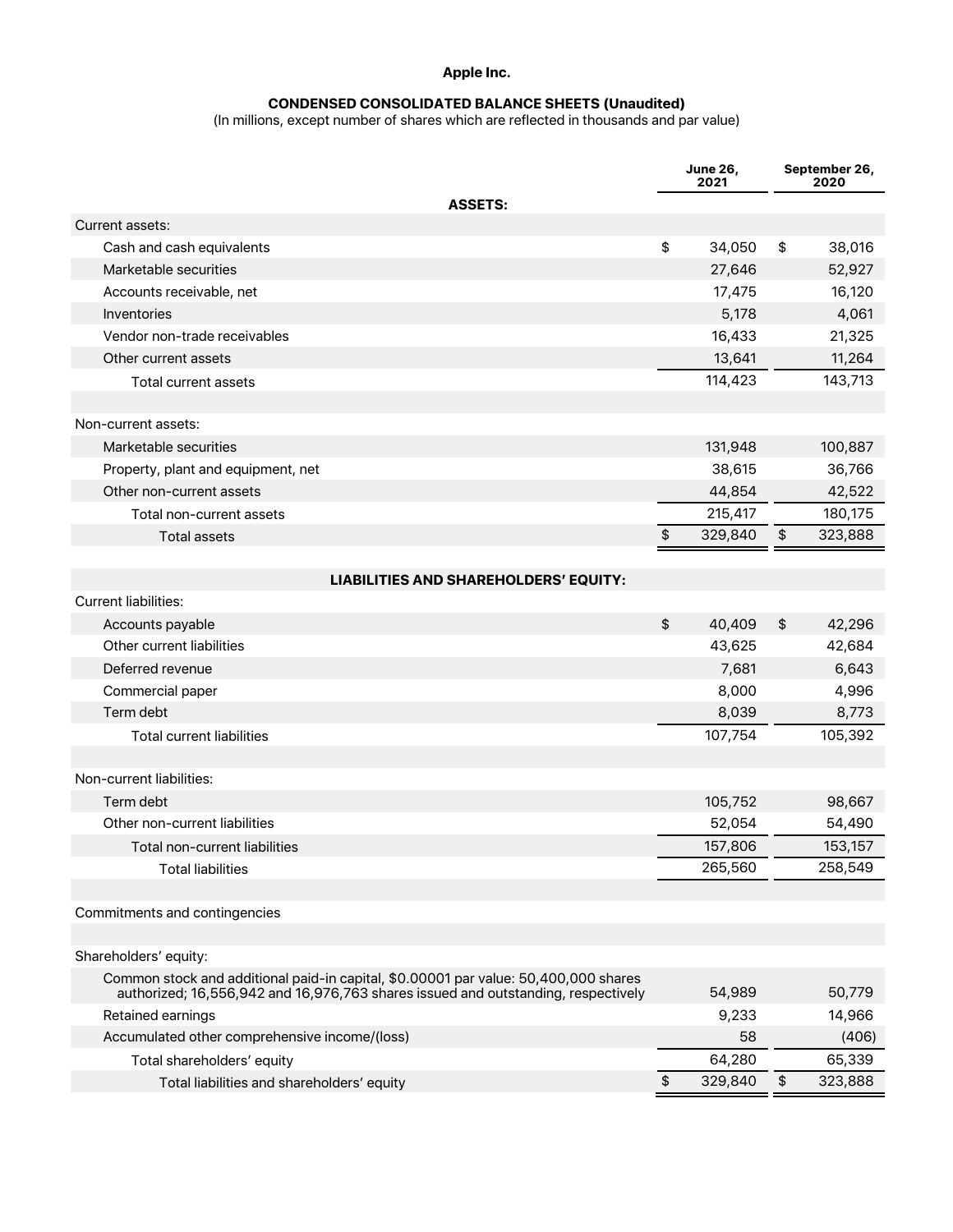# Apple Inc.

## CONDENSED CONSOLIDATED BALANCE SHEETS (Unaudited)

(In millions, except number of shares which are reflected in thousands and par value)

| | June 26, 2021 | September 26, 2020 |
|---|---|---|
| **ASSETS:** | | |
| Current assets: | | |
| Cash and cash equivalents | $ 34,050 | $ 38,016 |
| Marketable securities | 27,646 | 52,927 |
| Accounts receivable, net | 17,475 | 16,120 |
| Inventories | 5,178 | 4,061 |
| Vendor non-trade receivables | 16,433 | 21,325 |
| Other current assets | 13,641 | 11,264 |
| Total current assets | 114,423 | 143,713 |
| | | |
| Non-current assets: | | |
| Marketable securities | 131,948 | 100,887 |
| Property, plant and equipment, net | 38,615 | 36,766 |
| Other non-current assets | 44,854 | 42,522 |
| Total non-current assets | 215,417 | 180,175 |
| Total assets | $ 329,840 | $ 323,888 |
| | | |
| **LIABILITIES AND SHAREHOLDERS' EQUITY:** | | |
| Current liabilities: | | |
| Accounts payable | $ 40,409 | $ 42,296 |
| Other current liabilities | 43,625 | 42,684 |
| Deferred revenue | 7,681 | 6,643 |
| Commercial paper | 8,000 | 4,996 |
| Term debt | 8,039 | 8,773 |
| Total current liabilities | 107,754 | 105,392 |
| | | |
| Non-current liabilities: | | |
| Term debt | 105,752 | 98,667 |
| Other non-current liabilities | 52,054 | 54,490 |
| Total non-current liabilities | 157,806 | 153,157 |
| Total liabilities | 265,560 | 258,549 |
| | | |
| Commitments and contingencies | | |
| | | |
| Shareholders' equity: | | |
| Common stock and additional paid-in capital, $0.00001 par value: 50,400,000 shares authorized; 16,556,942 and 16,976,763 shares issued and outstanding, respectively | 54,989 | 50,779 |
| Retained earnings | 9,233 | 14,966 |
| Accumulated other comprehensive income/(loss) | 58 | (406) |
| Total shareholders' equity | 64,280 | 65,339 |
| Total liabilities and shareholders' equity | $ 329,840 | $ 323,888 |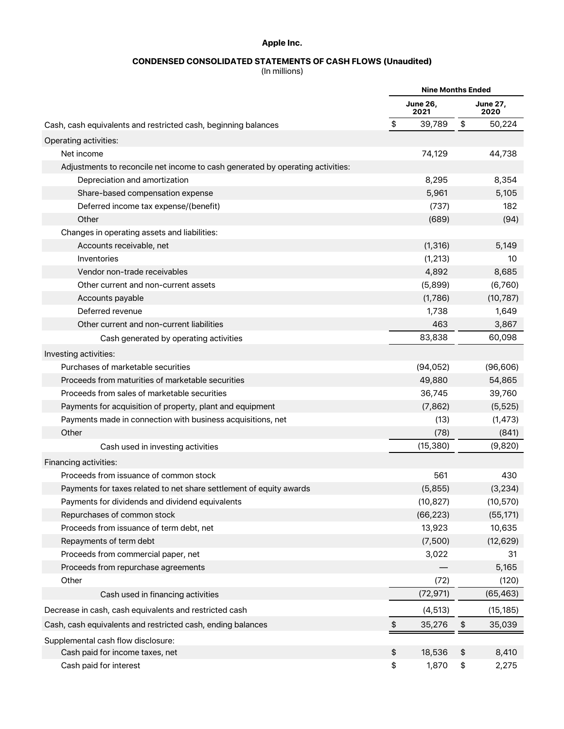**Apple Inc.**

**CONDENSED CONSOLIDATED STATEMENTS OF CASH FLOWS (Unaudited)**
(In millions)

| | Nine Months Ended | |
|---|---|---|
| | June 26, 2021 | June 27, 2020 |
| Cash, cash equivalents and restricted cash, beginning balances | $ 39,789 | $ 50,224 |
| Operating activities: | | |
| Net income | 74,129 | 44,738 |
| Adjustments to reconcile net income to cash generated by operating activities: | | |
| Depreciation and amortization | 8,295 | 8,354 |
| Share-based compensation expense | 5,961 | 5,105 |
| Deferred income tax expense/(benefit) | (737) | 182 |
| Other | (689) | (94) |
| Changes in operating assets and liabilities: | | |
| Accounts receivable, net | (1,316) | 5,149 |
| Inventories | (1,213) | 10 |
| Vendor non-trade receivables | 4,892 | 8,685 |
| Other current and non-current assets | (5,899) | (6,760) |
| Accounts payable | (1,786) | (10,787) |
| Deferred revenue | 1,738 | 1,649 |
| Other current and non-current liabilities | 463 | 3,867 |
| Cash generated by operating activities | 83,838 | 60,098 |
| Investing activities: | | |
| Purchases of marketable securities | (94,052) | (96,606) |
| Proceeds from maturities of marketable securities | 49,880 | 54,865 |
| Proceeds from sales of marketable securities | 36,745 | 39,760 |
| Payments for acquisition of property, plant and equipment | (7,862) | (5,525) |
| Payments made in connection with business acquisitions, net | (13) | (1,473) |
| Other | (78) | (841) |
| Cash used in investing activities | (15,380) | (9,820) |
| Financing activities: | | |
| Proceeds from issuance of common stock | 561 | 430 |
| Payments for taxes related to net share settlement of equity awards | (5,855) | (3,234) |
| Payments for dividends and dividend equivalents | (10,827) | (10,570) |
| Repurchases of common stock | (66,223) | (55,171) |
| Proceeds from issuance of term debt, net | 13,923 | 10,635 |
| Repayments of term debt | (7,500) | (12,629) |
| Proceeds from commercial paper, net | 3,022 | 31 |
| Proceeds from repurchase agreements | — | 5,165 |
| Other | (72) | (120) |
| Cash used in financing activities | (72,971) | (65,463) |
| Decrease in cash, cash equivalents and restricted cash | (4,513) | (15,185) |
| Cash, cash equivalents and restricted cash, ending balances | $ 35,276 | $ 35,039 |
| Supplemental cash flow disclosure: | | |
| Cash paid for income taxes, net | $ 18,536 | $ 8,410 |
| Cash paid for interest | $ 1,870 | $ 2,275 |